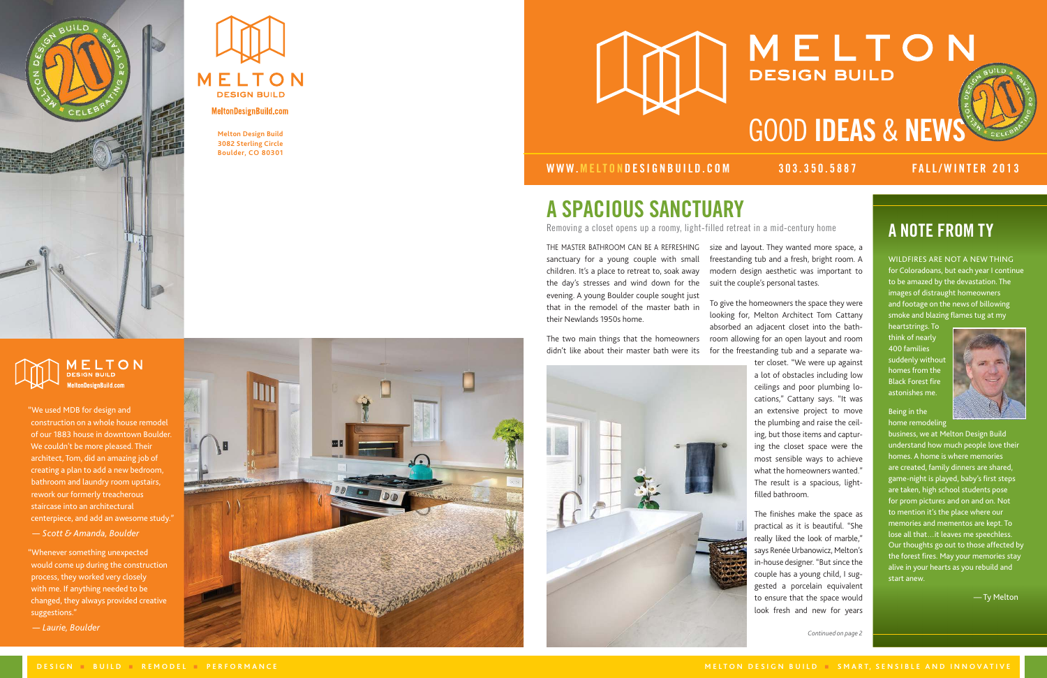# MELTON DESIGN BUILD

## GOOD IDEAS & NEWS

WWW.MELTONDESIGNBUILD.COM 303.350.5887 FALL/WINTER 2013

MELTON DESIGN BUILD

MeltonDesignBuild.com

Melton Design Build
3082 Sterling Circle
Boulder, CO 80301

## A SPACIOUS SANCTUARY

Removing a closet opens up a roomy, light-filled retreat in a mid-century home

THE MASTER BATHROOM CAN BE A REFRESHING sanctuary for a young couple with small children. It's a place to retreat to, soak away the day's stresses and wind down for the evening. A young Boulder couple sought just that in the remodel of the master bath in their Newlands 1950s home.

The two main things that the homeowners didn't like about their master bath were its size and layout. They wanted more space, a freestanding tub and a fresh, bright room. A modern design aesthetic was important to suit the couple's personal tastes.

To give the homeowners the space they were looking for, Melton Architect Tom Cattany absorbed an adjacent closet into the bathroom allowing for an open layout and room for the freestanding tub and a separate water closet. "We were up against a lot of obstacles including low ceilings and poor plumbing locations," Cattany says. "It was an extensive project to move the plumbing and raise the ceiling, but those items and capturing the closet space were the most sensible ways to achieve what the homeowners wanted." The result is a spacious, light-filled bathroom.

The finishes make the space as practical as it is beautiful. "She really liked the look of marble," says Renée Urbanowicz, Melton's in-house designer. "But since the couple has a young child, I suggested a porcelain equivalent to ensure that the space would look fresh and new for years

*Continued on page 2*

## A NOTE FROM TY

WILDFIRES ARE NOT A NEW THING for Coloradoans, but each year I continue to be amazed by the devastation. The images of distraught homeowners and footage on the news of billowing smoke and blazing flames tug at my heartstrings. To think of nearly 400 families suddenly without homes from the Black Forest fire astonishes me.

Being in the home remodeling business, we at Melton Design Build understand how much people love their homes. A home is where memories are created, family dinners are shared, game-night is played, baby's first steps are taken, high school students pose for prom pictures and on and on. Not to mention it's the place where our memories and mementos are kept. To lose all that…it leaves me speechless. Our thoughts go out to those affected by the forest fires. May your memories stay alive in your hearts as you rebuild and start anew.

— Ty Melton

MELTON DESIGN BUILD
MeltonDesignBuild.com

"We used MDB for design and construction on a whole house remodel of our 1883 house in downtown Boulder. We couldn't be more pleased. Their architect, Tom, did an amazing job of creating a plan to add a new bedroom, bathroom and laundry room upstairs, rework our formerly treacherous staircase into an architectural centerpiece, and add an awesome study."

*— Scott & Amanda, Boulder*

"Whenever something unexpected would come up during the construction process, they worked very closely with me. If anything needed to be changed, they always provided creative suggestions."

*— Laurie, Boulder*

DESIGN ■ BUILD ■ REMODEL ■ PERFORMANCE

MELTON DESIGN BUILD ■ SMART, SENSIBLE AND INNOVATIVE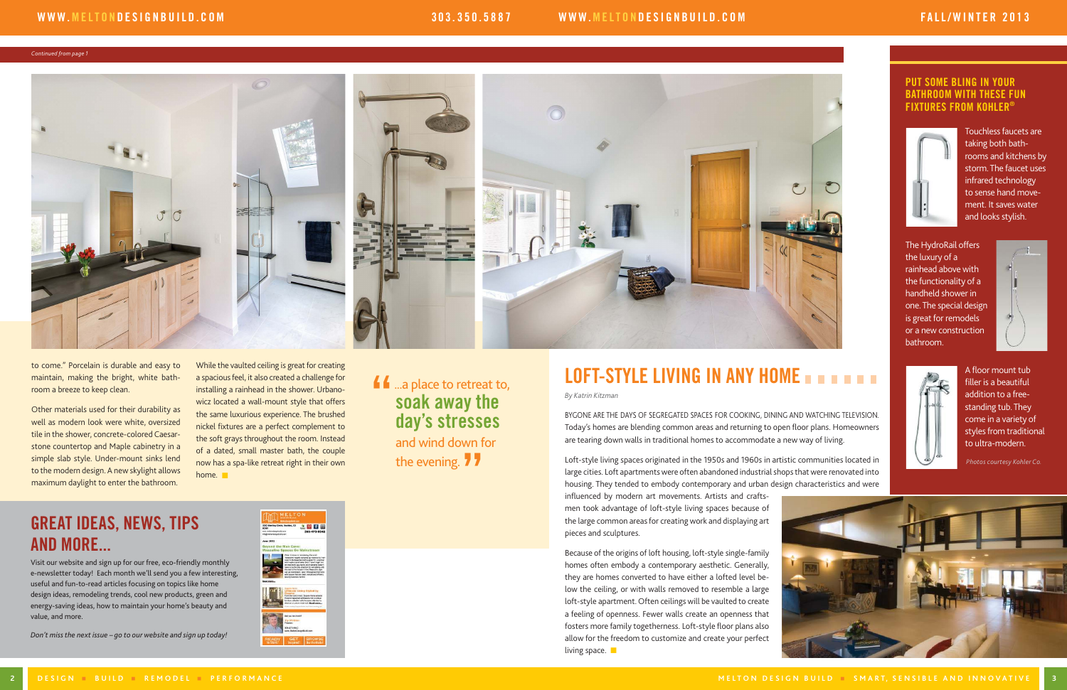*Continued from page 1*

to come." Porcelain is durable and easy to maintain, making the bright, white bathroom a breeze to keep clean.

Other materials used for their durability as well as modern look were white, oversized tile in the shower, concrete-colored Caesarstone countertop and Maple cabinetry in a simple slab style. Under-mount sinks lend to the modern design. A new skylight allows maximum daylight to enter the bathroom.

While the vaulted ceiling is great for creating a spacious feel, it also created a challenge for installing a rainhead in the shower. Urbanowicz located a wall-mount style that offers the same luxurious experience. The brushed nickel fixtures are a perfect complement to the soft grays throughout the room. Instead of a dated, small master bath, the couple now has a spa-like retreat right in their own home. ■

> "...a place to retreat to, **soak away the day's stresses** and wind down for the evening."

## GREAT IDEAS, NEWS, TIPS AND MORE...

Visit our website and sign up for our free, eco-friendly monthly e-newsletter today! Each month we'll send you a few interesting, useful and fun-to-read articles focusing on topics like home design ideas, remodeling trends, cool new products, green and energy-saving ideas, how to maintain your home's beauty and value, and more.

*Don't miss the next issue – go to our website and sign up today!*

## LOFT-STYLE LIVING IN ANY HOME

*By Katrin Kitzman*

BYGONE ARE THE DAYS OF SEGREGATED SPACES FOR COOKING, DINING AND WATCHING TELEVISION. Today's homes are blending common areas and returning to open floor plans. Homeowners are tearing down walls in traditional homes to accommodate a new way of living.

Loft-style living spaces originated in the 1950s and 1960s in artistic communities located in large cities. Loft apartments were often abandoned industrial shops that were renovated into housing. They tended to embody contemporary and urban design characteristics and were influenced by modern art movements. Artists and craftsmen took advantage of loft-style living spaces because of the large common areas for creating work and displaying art pieces and sculptures.

Because of the origins of loft housing, loft-style single-family homes often embody a contemporary aesthetic. Generally, they are homes converted to have either a lofted level below the ceiling, or with walls removed to resemble a large loft-style apartment. Often ceilings will be vaulted to create a feeling of openness. Fewer walls create an openness that fosters more family togetherness. Loft-style floor plans also allow for the freedom to customize and create your perfect living space. ■

### PUT SOME BLING IN YOUR BATHROOM WITH THESE FUN FIXTURES FROM KOHLER®

Touchless faucets are taking both bathrooms and kitchens by storm. The faucet uses infrared technology to sense hand movement. It saves water and looks stylish.

The HydroRail offers the luxury of a rainhead above with the functionality of a handheld shower in one. The special design is great for remodels or a new construction bathroom.

A floor mount tub filler is a beautiful addition to a free-standing tub. They come in a variety of styles from traditional to ultra-modern.

*Photos courtesy Kohler Co.*